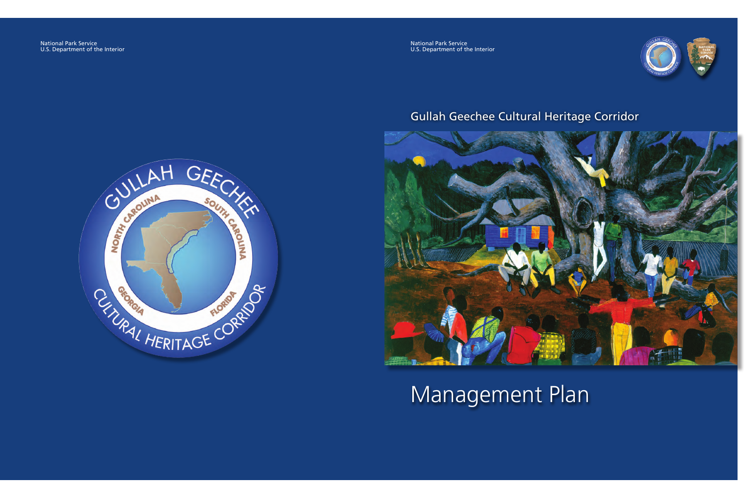National Park Service
U.S. Department of the Interior

National Park Service
U.S. Department of the Interior

# Gullah Geechee Cultural Heritage Corridor

# Management Plan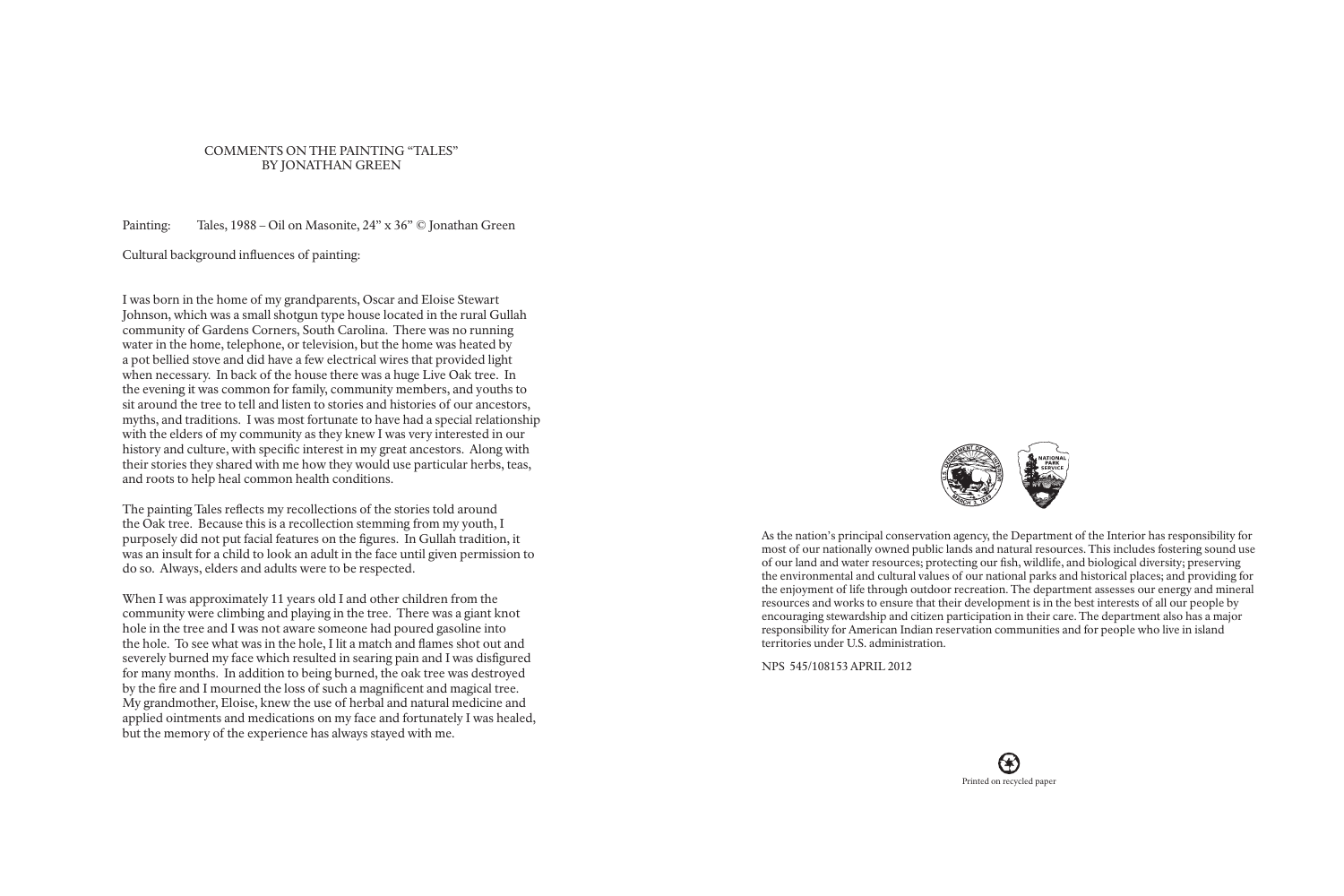## COMMENTS ON THE PAINTING "TALES" BY JONATHAN GREEN

Painting: Tales, 1988 – Oil on Masonite, 24" x 36" © Jonathan Green

Cultural background influences of painting:

I was born in the home of my grandparents, Oscar and Eloise Stewart Johnson, which was a small shotgun type house located in the rural Gullah community of Gardens Corners, South Carolina. There was no running water in the home, telephone, or television, but the home was heated by a pot bellied stove and did have a few electrical wires that provided light when necessary. In back of the house there was a huge Live Oak tree. In the evening it was common for family, community members, and youths to sit around the tree to tell and listen to stories and histories of our ancestors, myths, and traditions. I was most fortunate to have had a special relationship with the elders of my community as they knew I was very interested in our history and culture, with specific interest in my great ancestors. Along with their stories they shared with me how they would use particular herbs, teas, and roots to help heal common health conditions.

The painting Tales reflects my recollections of the stories told around the Oak tree. Because this is a recollection stemming from my youth, I purposely did not put facial features on the figures. In Gullah tradition, it was an insult for a child to look an adult in the face until given permission to do so. Always, elders and adults were to be respected.

When I was approximately 11 years old I and other children from the community were climbing and playing in the tree. There was a giant knot hole in the tree and I was not aware someone had poured gasoline into the hole. To see what was in the hole, I lit a match and flames shot out and severely burned my face which resulted in searing pain and I was disfigured for many months. In addition to being burned, the oak tree was destroyed by the fire and I mourned the loss of such a magnificent and magical tree. My grandmother, Eloise, knew the use of herbal and natural medicine and applied ointments and medications on my face and fortunately I was healed, but the memory of the experience has always stayed with me.

As the nation's principal conservation agency, the Department of the Interior has responsibility for most of our nationally owned public lands and natural resources. This includes fostering sound use of our land and water resources; protecting our fish, wildlife, and biological diversity; preserving the environmental and cultural values of our national parks and historical places; and providing for the enjoyment of life through outdoor recreation. The department assesses our energy and mineral resources and works to ensure that their development is in the best interests of all our people by encouraging stewardship and citizen participation in their care. The department also has a major responsibility for American Indian reservation communities and for people who live in island territories under U.S. administration.

NPS 545/108153 APRIL 2012

Printed on recycled paper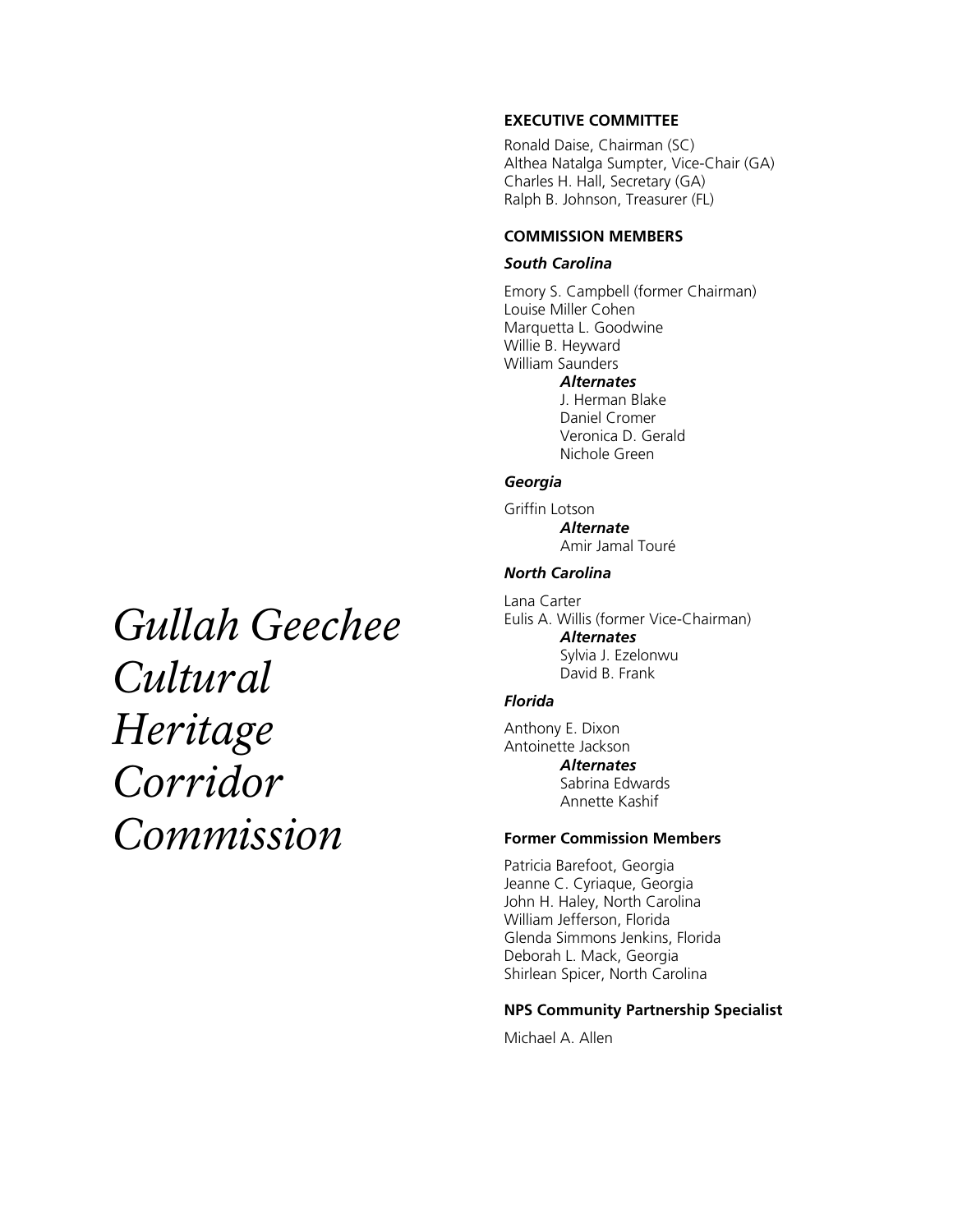# *Gullah Geechee Cultural Heritage Corridor Commission*

**EXECUTIVE COMMITTEE**

Ronald Daise, Chairman (SC)
Althea Natalga Sumpter, Vice-Chair (GA)
Charles H. Hall, Secretary (GA)
Ralph B. Johnson, Treasurer (FL)

**COMMISSION MEMBERS**

***South Carolina***

Emory S. Campbell (former Chairman)
Louise Miller Cohen
Marquetta L. Goodwine
Willie B. Heyward
William Saunders

***Alternates***
J. Herman Blake
Daniel Cromer
Veronica D. Gerald
Nichole Green

***Georgia***

Griffin Lotson

***Alternate***
Amir Jamal Touré

***North Carolina***

Lana Carter
Eulis A. Willis (former Vice-Chairman)

***Alternates***
Sylvia J. Ezelonwu
David B. Frank

***Florida***

Anthony E. Dixon
Antoinette Jackson

***Alternates***
Sabrina Edwards
Annette Kashif

**Former Commission Members**

Patricia Barefoot, Georgia
Jeanne C. Cyriaque, Georgia
John H. Haley, North Carolina
William Jefferson, Florida
Glenda Simmons Jenkins, Florida
Deborah L. Mack, Georgia
Shirlean Spicer, North Carolina

**NPS Community Partnership Specialist**

Michael A. Allen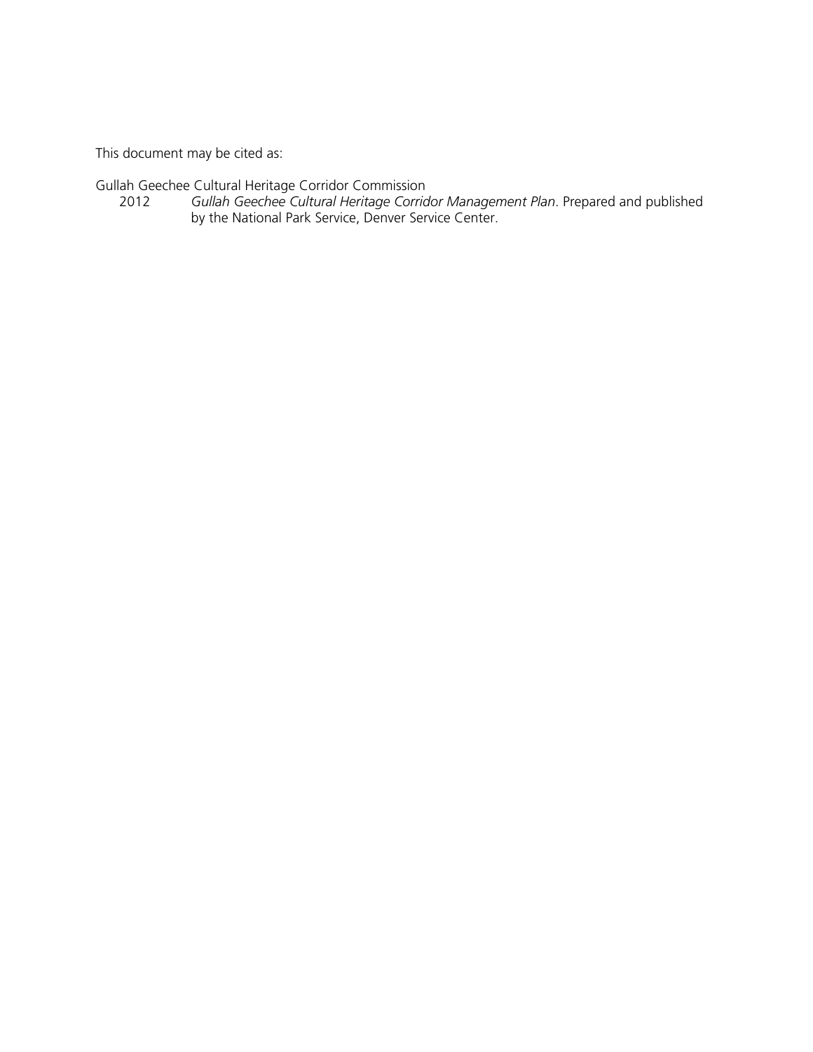This document may be cited as:

Gullah Geechee Cultural Heritage Corridor Commission
2012 *Gullah Geechee Cultural Heritage Corridor Management Plan*. Prepared and published by the National Park Service, Denver Service Center.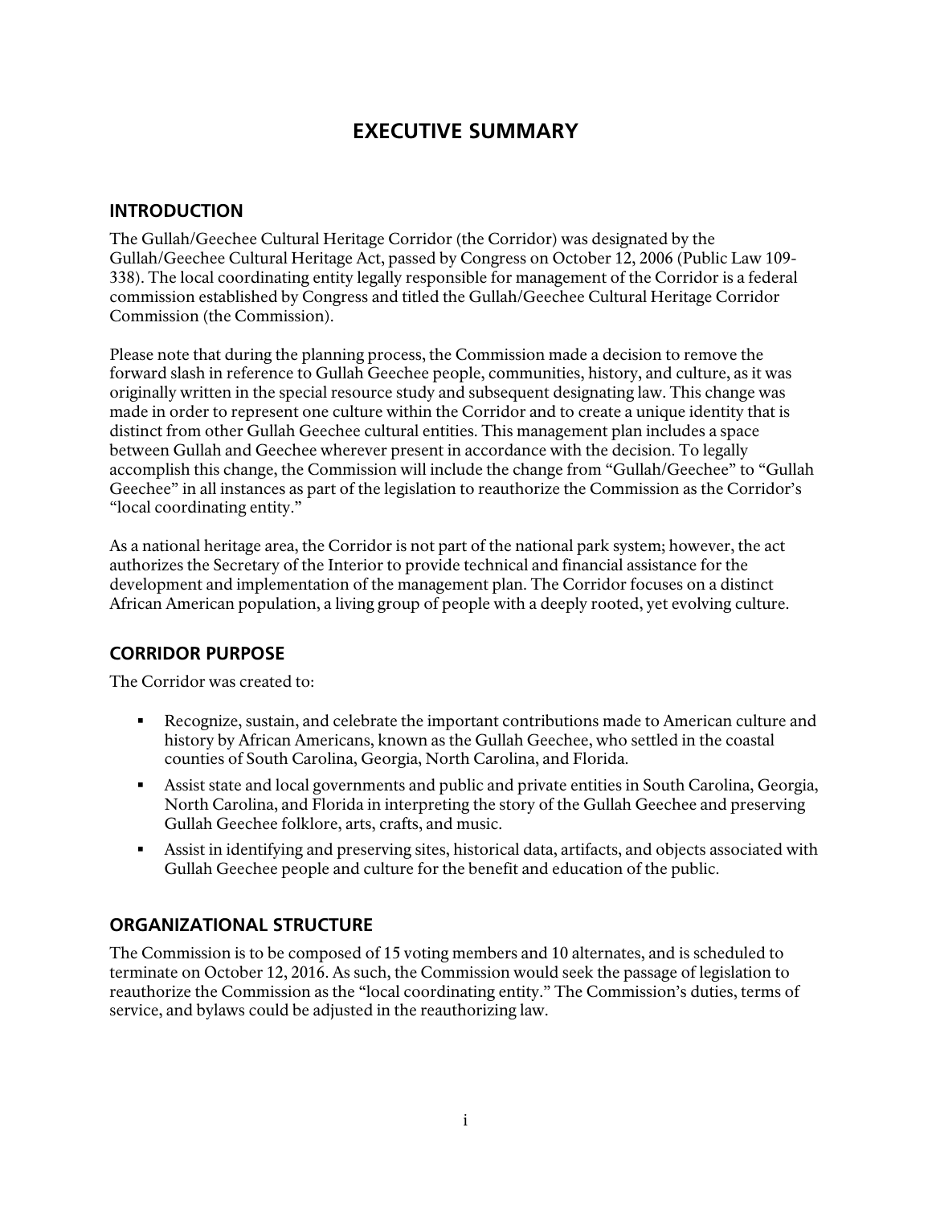# EXECUTIVE SUMMARY

## INTRODUCTION

The Gullah/Geechee Cultural Heritage Corridor (the Corridor) was designated by the Gullah/Geechee Cultural Heritage Act, passed by Congress on October 12, 2006 (Public Law 109-338). The local coordinating entity legally responsible for management of the Corridor is a federal commission established by Congress and titled the Gullah/Geechee Cultural Heritage Corridor Commission (the Commission).

Please note that during the planning process, the Commission made a decision to remove the forward slash in reference to Gullah Geechee people, communities, history, and culture, as it was originally written in the special resource study and subsequent designating law. This change was made in order to represent one culture within the Corridor and to create a unique identity that is distinct from other Gullah Geechee cultural entities. This management plan includes a space between Gullah and Geechee wherever present in accordance with the decision. To legally accomplish this change, the Commission will include the change from "Gullah/Geechee" to "Gullah Geechee" in all instances as part of the legislation to reauthorize the Commission as the Corridor's "local coordinating entity."

As a national heritage area, the Corridor is not part of the national park system; however, the act authorizes the Secretary of the Interior to provide technical and financial assistance for the development and implementation of the management plan. The Corridor focuses on a distinct African American population, a living group of people with a deeply rooted, yet evolving culture.

## CORRIDOR PURPOSE

The Corridor was created to:

- Recognize, sustain, and celebrate the important contributions made to American culture and history by African Americans, known as the Gullah Geechee, who settled in the coastal counties of South Carolina, Georgia, North Carolina, and Florida.
- Assist state and local governments and public and private entities in South Carolina, Georgia, North Carolina, and Florida in interpreting the story of the Gullah Geechee and preserving Gullah Geechee folklore, arts, crafts, and music.
- Assist in identifying and preserving sites, historical data, artifacts, and objects associated with Gullah Geechee people and culture for the benefit and education of the public.

## ORGANIZATIONAL STRUCTURE

The Commission is to be composed of 15 voting members and 10 alternates, and is scheduled to terminate on October 12, 2016. As such, the Commission would seek the passage of legislation to reauthorize the Commission as the "local coordinating entity." The Commission's duties, terms of service, and bylaws could be adjusted in the reauthorizing law.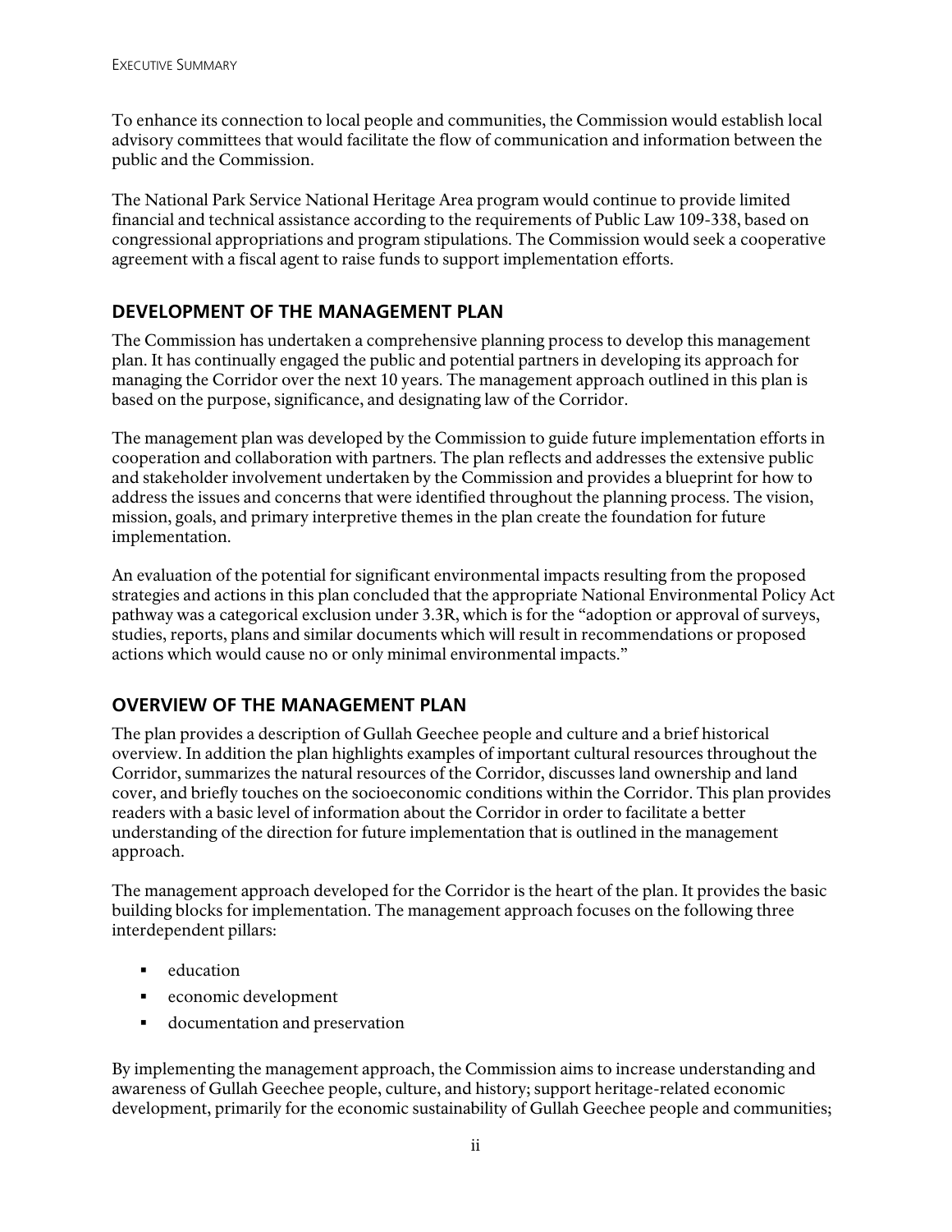To enhance its connection to local people and communities, the Commission would establish local advisory committees that would facilitate the flow of communication and information between the public and the Commission.

The National Park Service National Heritage Area program would continue to provide limited financial and technical assistance according to the requirements of Public Law 109-338, based on congressional appropriations and program stipulations. The Commission would seek a cooperative agreement with a fiscal agent to raise funds to support implementation efforts.

## DEVELOPMENT OF THE MANAGEMENT PLAN

The Commission has undertaken a comprehensive planning process to develop this management plan. It has continually engaged the public and potential partners in developing its approach for managing the Corridor over the next 10 years. The management approach outlined in this plan is based on the purpose, significance, and designating law of the Corridor.

The management plan was developed by the Commission to guide future implementation efforts in cooperation and collaboration with partners. The plan reflects and addresses the extensive public and stakeholder involvement undertaken by the Commission and provides a blueprint for how to address the issues and concerns that were identified throughout the planning process. The vision, mission, goals, and primary interpretive themes in the plan create the foundation for future implementation.

An evaluation of the potential for significant environmental impacts resulting from the proposed strategies and actions in this plan concluded that the appropriate National Environmental Policy Act pathway was a categorical exclusion under 3.3R, which is for the "adoption or approval of surveys, studies, reports, plans and similar documents which will result in recommendations or proposed actions which would cause no or only minimal environmental impacts."

## OVERVIEW OF THE MANAGEMENT PLAN

The plan provides a description of Gullah Geechee people and culture and a brief historical overview. In addition the plan highlights examples of important cultural resources throughout the Corridor, summarizes the natural resources of the Corridor, discusses land ownership and land cover, and briefly touches on the socioeconomic conditions within the Corridor. This plan provides readers with a basic level of information about the Corridor in order to facilitate a better understanding of the direction for future implementation that is outlined in the management approach.

The management approach developed for the Corridor is the heart of the plan. It provides the basic building blocks for implementation. The management approach focuses on the following three interdependent pillars:

- education
- economic development
- documentation and preservation

By implementing the management approach, the Commission aims to increase understanding and awareness of Gullah Geechee people, culture, and history; support heritage-related economic development, primarily for the economic sustainability of Gullah Geechee people and communities;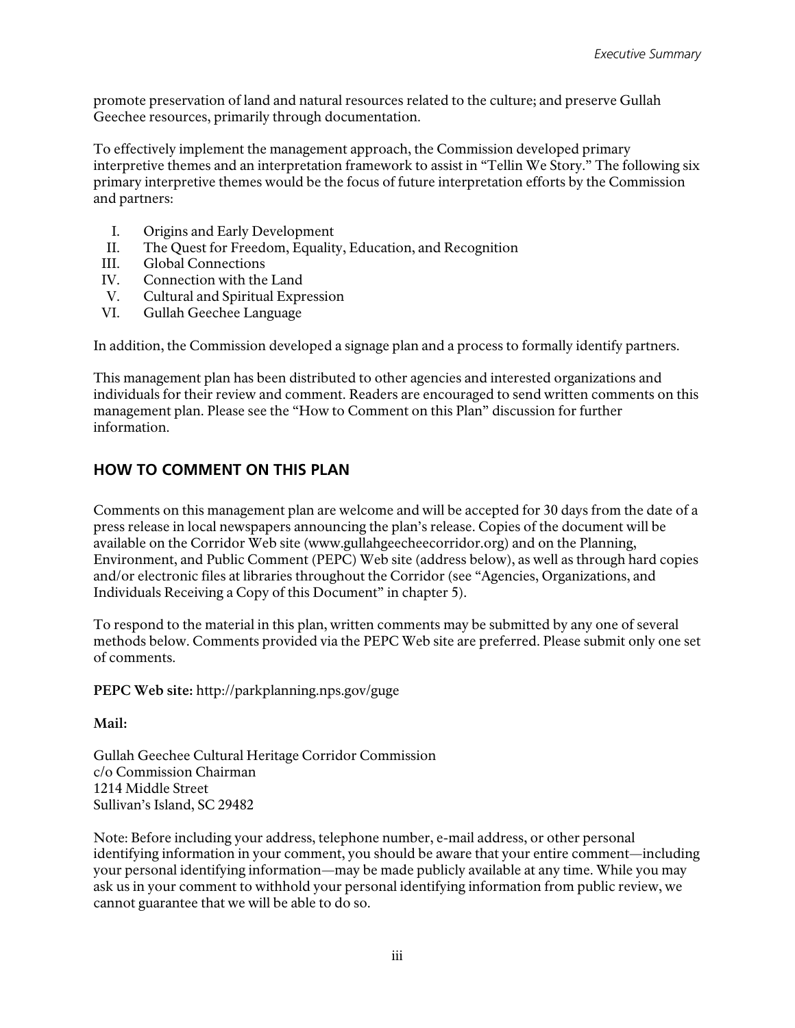promote preservation of land and natural resources related to the culture; and preserve Gullah Geechee resources, primarily through documentation.

To effectively implement the management approach, the Commission developed primary interpretive themes and an interpretation framework to assist in "Tellin We Story." The following six primary interpretive themes would be the focus of future interpretation efforts by the Commission and partners:

I. Origins and Early Development
II. The Quest for Freedom, Equality, Education, and Recognition
III. Global Connections
IV. Connection with the Land
V. Cultural and Spiritual Expression
VI. Gullah Geechee Language

In addition, the Commission developed a signage plan and a process to formally identify partners.

This management plan has been distributed to other agencies and interested organizations and individuals for their review and comment. Readers are encouraged to send written comments on this management plan. Please see the "How to Comment on this Plan" discussion for further information.

## HOW TO COMMENT ON THIS PLAN

Comments on this management plan are welcome and will be accepted for 30 days from the date of a press release in local newspapers announcing the plan's release. Copies of the document will be available on the Corridor Web site (www.gullahgeecheecorridor.org) and on the Planning, Environment, and Public Comment (PEPC) Web site (address below), as well as through hard copies and/or electronic files at libraries throughout the Corridor (see "Agencies, Organizations, and Individuals Receiving a Copy of this Document" in chapter 5).

To respond to the material in this plan, written comments may be submitted by any one of several methods below. Comments provided via the PEPC Web site are preferred. Please submit only one set of comments.

**PEPC Web site:** http://parkplanning.nps.gov/guge

**Mail:**

Gullah Geechee Cultural Heritage Corridor Commission
c/o Commission Chairman
1214 Middle Street
Sullivan's Island, SC 29482

Note: Before including your address, telephone number, e-mail address, or other personal identifying information in your comment, you should be aware that your entire comment—including your personal identifying information—may be made publicly available at any time. While you may ask us in your comment to withhold your personal identifying information from public review, we cannot guarantee that we will be able to do so.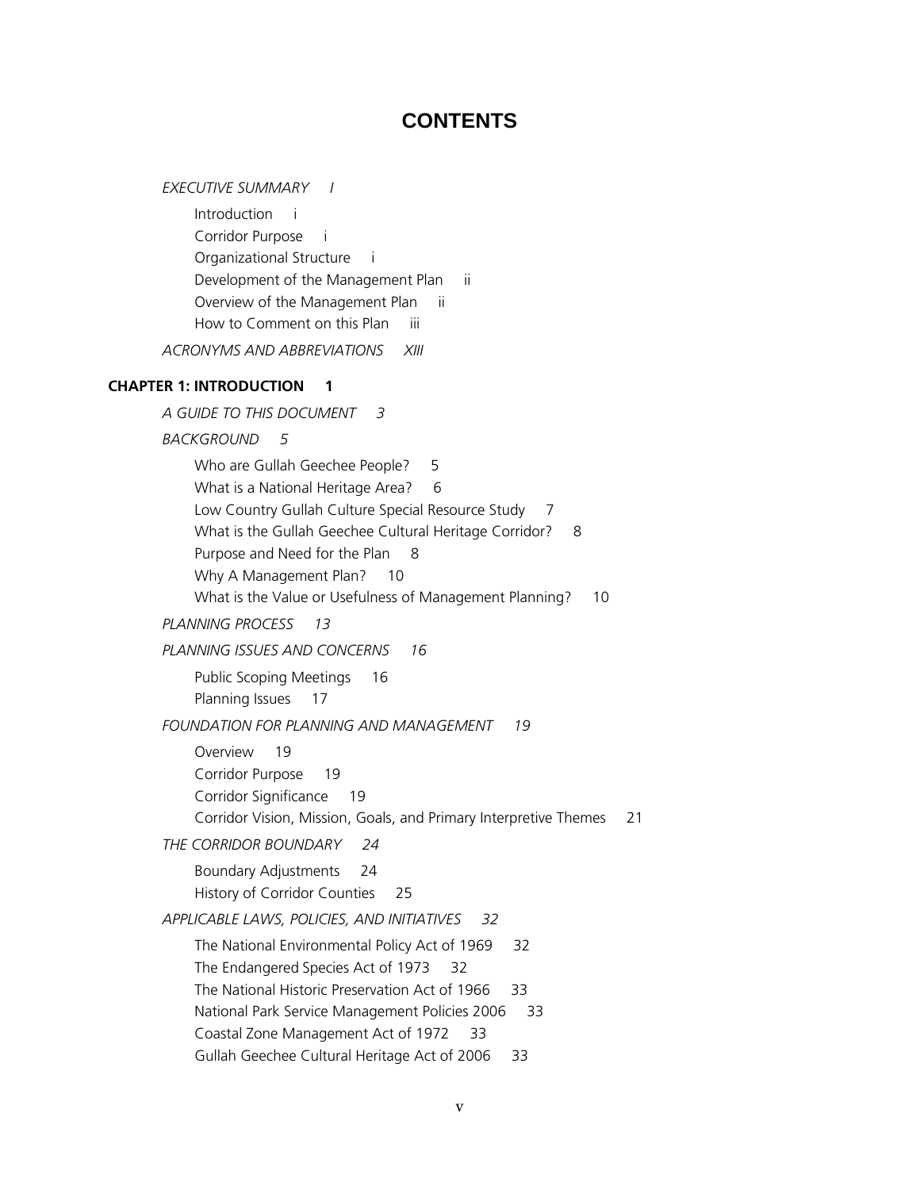# CONTENTS

*EXECUTIVE SUMMARY I*

- Introduction i
- Corridor Purpose i
- Organizational Structure i
- Development of the Management Plan ii
- Overview of the Management Plan ii
- How to Comment on this Plan iii

*ACRONYMS AND ABBREVIATIONS XIII*

**CHAPTER 1: INTRODUCTION 1**

*A GUIDE TO THIS DOCUMENT 3*

*BACKGROUND 5*

- Who are Gullah Geechee People? 5
- What is a National Heritage Area? 6
- Low Country Gullah Culture Special Resource Study 7
- What is the Gullah Geechee Cultural Heritage Corridor? 8
- Purpose and Need for the Plan 8
- Why A Management Plan? 10
- What is the Value or Usefulness of Management Planning? 10

*PLANNING PROCESS 13*

*PLANNING ISSUES AND CONCERNS 16*

- Public Scoping Meetings 16
- Planning Issues 17

*FOUNDATION FOR PLANNING AND MANAGEMENT 19*

- Overview 19
- Corridor Purpose 19
- Corridor Significance 19
- Corridor Vision, Mission, Goals, and Primary Interpretive Themes 21

*THE CORRIDOR BOUNDARY 24*

- Boundary Adjustments 24
- History of Corridor Counties 25

*APPLICABLE LAWS, POLICIES, AND INITIATIVES 32*

- The National Environmental Policy Act of 1969 32
- The Endangered Species Act of 1973 32
- The National Historic Preservation Act of 1966 33
- National Park Service Management Policies 2006 33
- Coastal Zone Management Act of 1972 33
- Gullah Geechee Cultural Heritage Act of 2006 33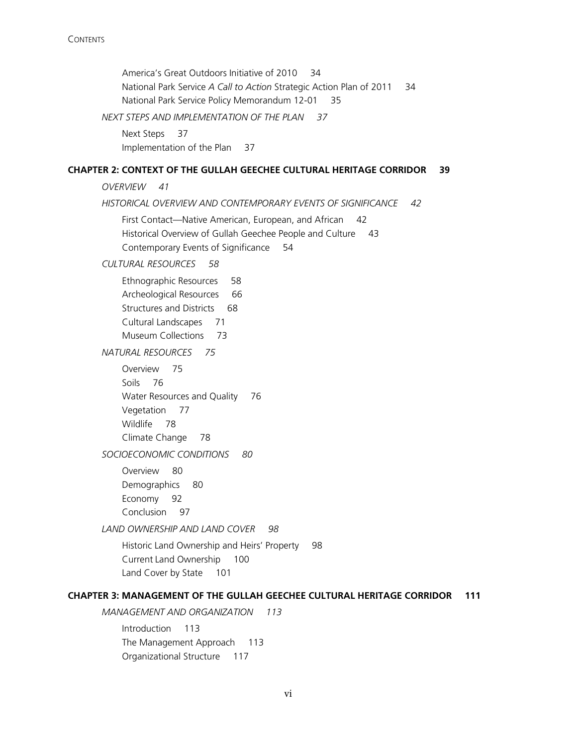America's Great Outdoors Initiative of 2010 34
National Park Service *A Call to Action* Strategic Action Plan of 2011 34
National Park Service Policy Memorandum 12-01 35

*NEXT STEPS AND IMPLEMENTATION OF THE PLAN 37*

Next Steps 37
Implementation of the Plan 37

**CHAPTER 2: CONTEXT OF THE GULLAH GEECHEE CULTURAL HERITAGE CORRIDOR 39**

*OVERVIEW 41*

*HISTORICAL OVERVIEW AND CONTEMPORARY EVENTS OF SIGNIFICANCE 42*

First Contact—Native American, European, and African 42
Historical Overview of Gullah Geechee People and Culture 43
Contemporary Events of Significance 54

*CULTURAL RESOURCES 58*

Ethnographic Resources 58
Archeological Resources 66
Structures and Districts 68
Cultural Landscapes 71
Museum Collections 73

*NATURAL RESOURCES 75*

Overview 75
Soils 76
Water Resources and Quality 76
Vegetation 77
Wildlife 78
Climate Change 78

*SOCIOECONOMIC CONDITIONS 80*

Overview 80
Demographics 80
Economy 92
Conclusion 97

*LAND OWNERSHIP AND LAND COVER 98*

Historic Land Ownership and Heirs' Property 98
Current Land Ownership 100
Land Cover by State 101

**CHAPTER 3: MANAGEMENT OF THE GULLAH GEECHEE CULTURAL HERITAGE CORRIDOR 111**

*MANAGEMENT AND ORGANIZATION 113*

Introduction 113
The Management Approach 113
Organizational Structure 117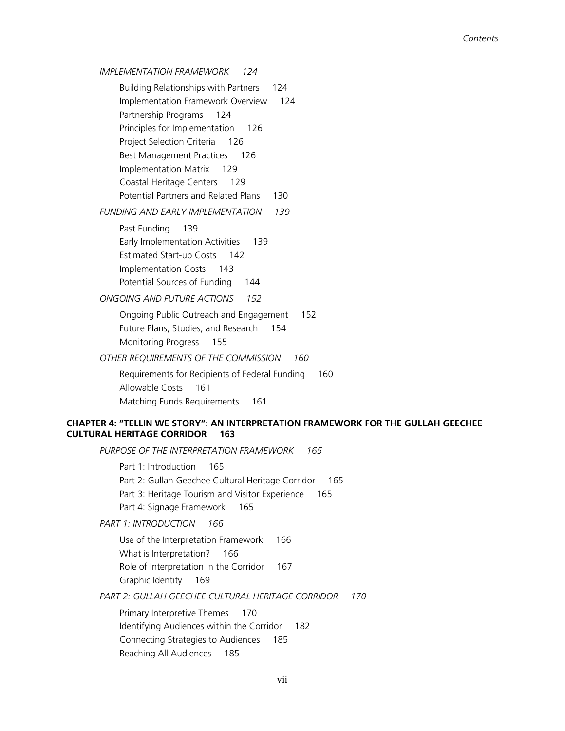*IMPLEMENTATION FRAMEWORK 124*

- Building Relationships with Partners 124
- Implementation Framework Overview 124
- Partnership Programs 124
- Principles for Implementation 126
- Project Selection Criteria 126
- Best Management Practices 126
- Implementation Matrix 129
- Coastal Heritage Centers 129
- Potential Partners and Related Plans 130

*FUNDING AND EARLY IMPLEMENTATION 139*

- Past Funding 139
- Early Implementation Activities 139
- Estimated Start-up Costs 142
- Implementation Costs 143
- Potential Sources of Funding 144

*ONGOING AND FUTURE ACTIONS 152*

- Ongoing Public Outreach and Engagement 152
- Future Plans, Studies, and Research 154
- Monitoring Progress 155

*OTHER REQUIREMENTS OF THE COMMISSION 160*

- Requirements for Recipients of Federal Funding 160
- Allowable Costs 161
- Matching Funds Requirements 161

**CHAPTER 4: "TELLIN WE STORY": AN INTERPRETATION FRAMEWORK FOR THE GULLAH GEECHEE CULTURAL HERITAGE CORRIDOR 163**

*PURPOSE OF THE INTERPRETATION FRAMEWORK 165*

- Part 1: Introduction 165
- Part 2: Gullah Geechee Cultural Heritage Corridor 165
- Part 3: Heritage Tourism and Visitor Experience 165
- Part 4: Signage Framework 165

*PART 1: INTRODUCTION 166*

- Use of the Interpretation Framework 166
- What is Interpretation? 166
- Role of Interpretation in the Corridor 167
- Graphic Identity 169

*PART 2: GULLAH GEECHEE CULTURAL HERITAGE CORRIDOR 170*

- Primary Interpretive Themes 170
- Identifying Audiences within the Corridor 182
- Connecting Strategies to Audiences 185
- Reaching All Audiences 185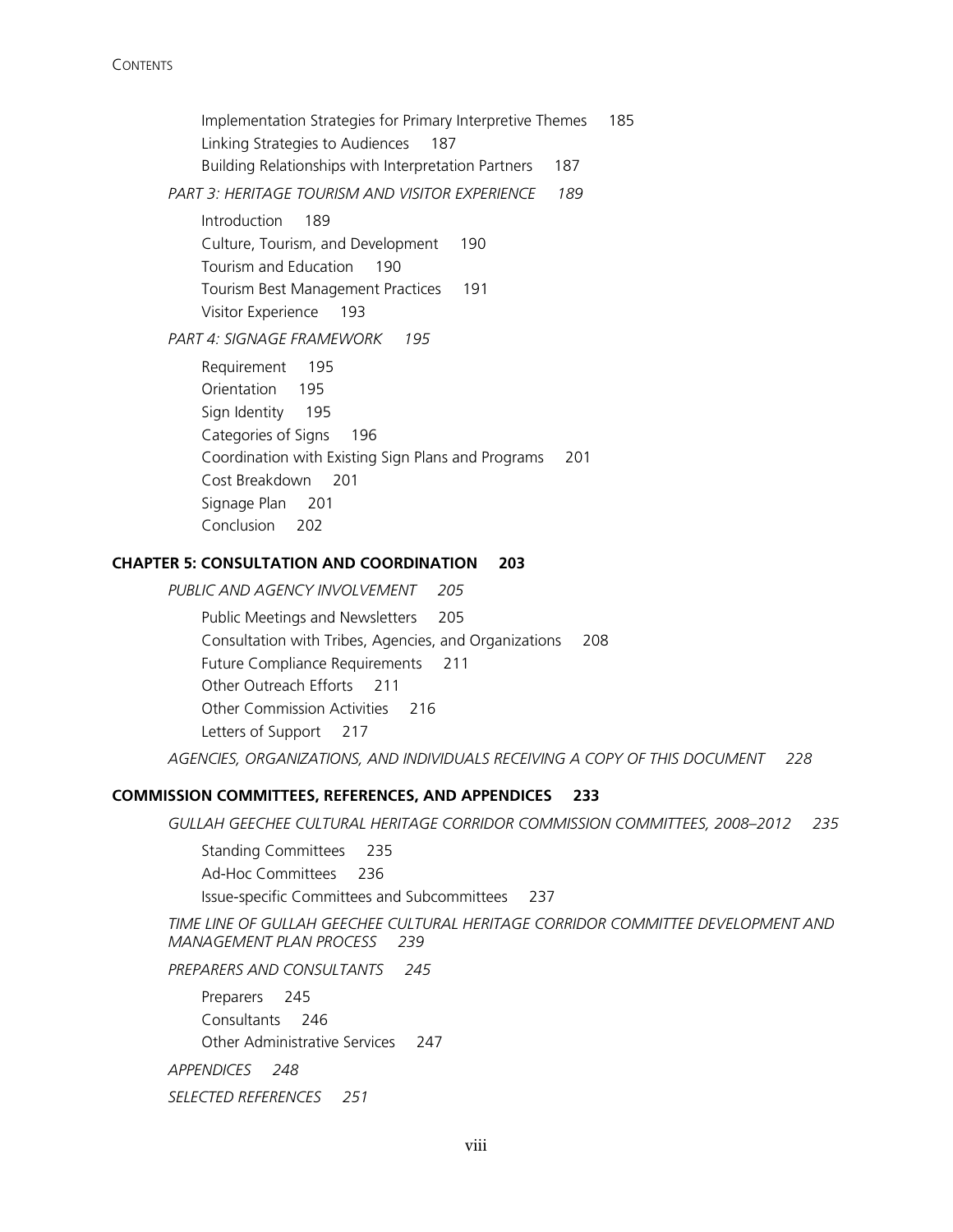Implementation Strategies for Primary Interpretive Themes 185
Linking Strategies to Audiences 187
Building Relationships with Interpretation Partners 187

*PART 3: HERITAGE TOURISM AND VISITOR EXPERIENCE 189*

Introduction 189
Culture, Tourism, and Development 190
Tourism and Education 190
Tourism Best Management Practices 191
Visitor Experience 193

*PART 4: SIGNAGE FRAMEWORK 195*

Requirement 195
Orientation 195
Sign Identity 195
Categories of Signs 196
Coordination with Existing Sign Plans and Programs 201
Cost Breakdown 201
Signage Plan 201
Conclusion 202

**CHAPTER 5: CONSULTATION AND COORDINATION 203**

*PUBLIC AND AGENCY INVOLVEMENT 205*

Public Meetings and Newsletters 205
Consultation with Tribes, Agencies, and Organizations 208
Future Compliance Requirements 211
Other Outreach Efforts 211
Other Commission Activities 216
Letters of Support 217

*AGENCIES, ORGANIZATIONS, AND INDIVIDUALS RECEIVING A COPY OF THIS DOCUMENT 228*

**COMMISSION COMMITTEES, REFERENCES, AND APPENDICES 233**

*GULLAH GEECHEE CULTURAL HERITAGE CORRIDOR COMMISSION COMMITTEES, 2008–2012 235*

Standing Committees 235
Ad-Hoc Committees 236
Issue-specific Committees and Subcommittees 237

*TIME LINE OF GULLAH GEECHEE CULTURAL HERITAGE CORRIDOR COMMITTEE DEVELOPMENT AND MANAGEMENT PLAN PROCESS 239*

*PREPARERS AND CONSULTANTS 245*

Preparers 245
Consultants 246
Other Administrative Services 247

*APPENDICES 248*

*SELECTED REFERENCES 251*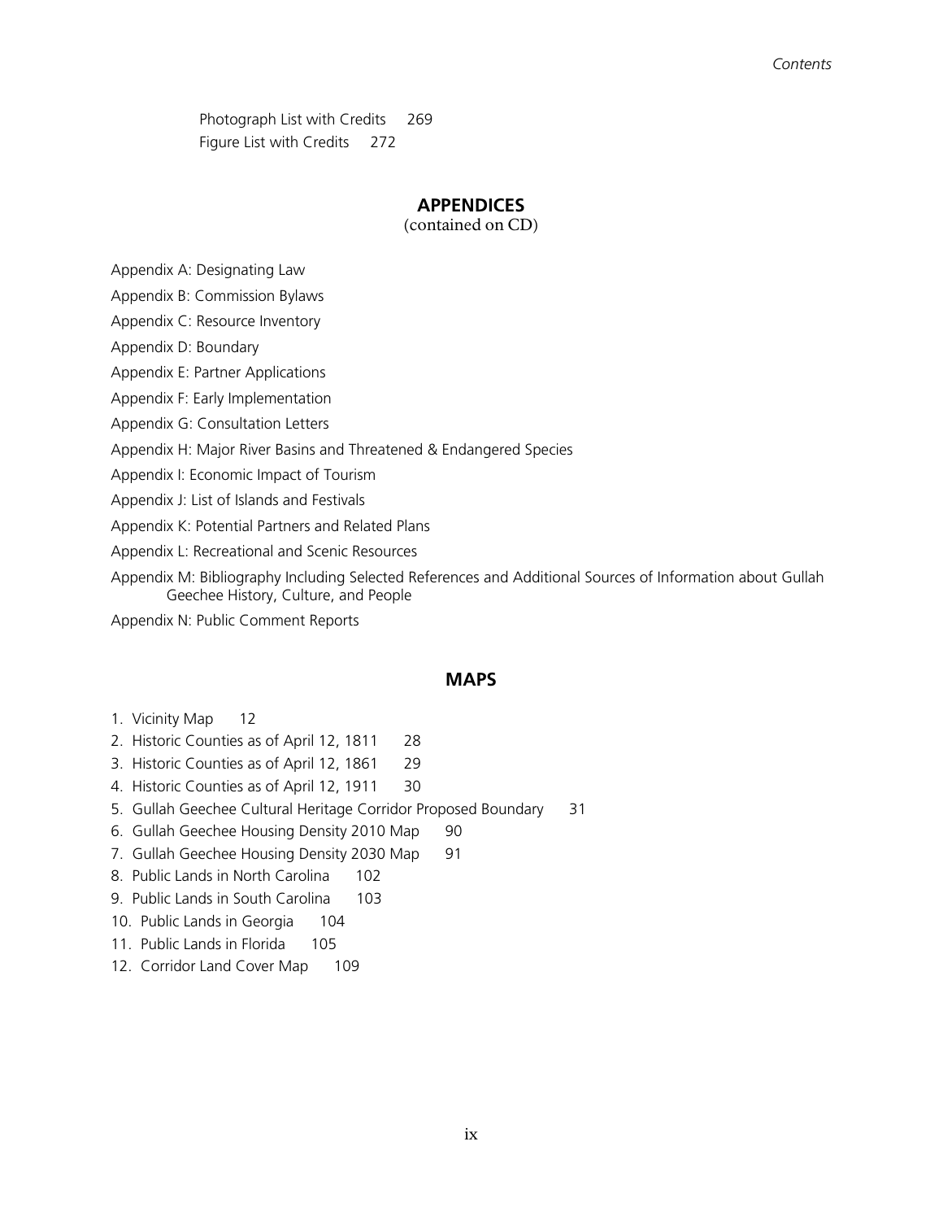Photograph List with Credits 269

Figure List with Credits 272

## APPENDICES

(contained on CD)

Appendix A: Designating Law

Appendix B: Commission Bylaws

Appendix C: Resource Inventory

Appendix D: Boundary

Appendix E: Partner Applications

Appendix F: Early Implementation

Appendix G: Consultation Letters

Appendix H: Major River Basins and Threatened & Endangered Species

Appendix I: Economic Impact of Tourism

Appendix J: List of Islands and Festivals

Appendix K: Potential Partners and Related Plans

Appendix L: Recreational and Scenic Resources

Appendix M: Bibliography Including Selected References and Additional Sources of Information about Gullah Geechee History, Culture, and People

Appendix N: Public Comment Reports

## MAPS

1. Vicinity Map 12
2. Historic Counties as of April 12, 1811 28
3. Historic Counties as of April 12, 1861 29
4. Historic Counties as of April 12, 1911 30
5. Gullah Geechee Cultural Heritage Corridor Proposed Boundary 31
6. Gullah Geechee Housing Density 2010 Map 90
7. Gullah Geechee Housing Density 2030 Map 91
8. Public Lands in North Carolina 102
9. Public Lands in South Carolina 103
10. Public Lands in Georgia 104
11. Public Lands in Florida 105
12. Corridor Land Cover Map 109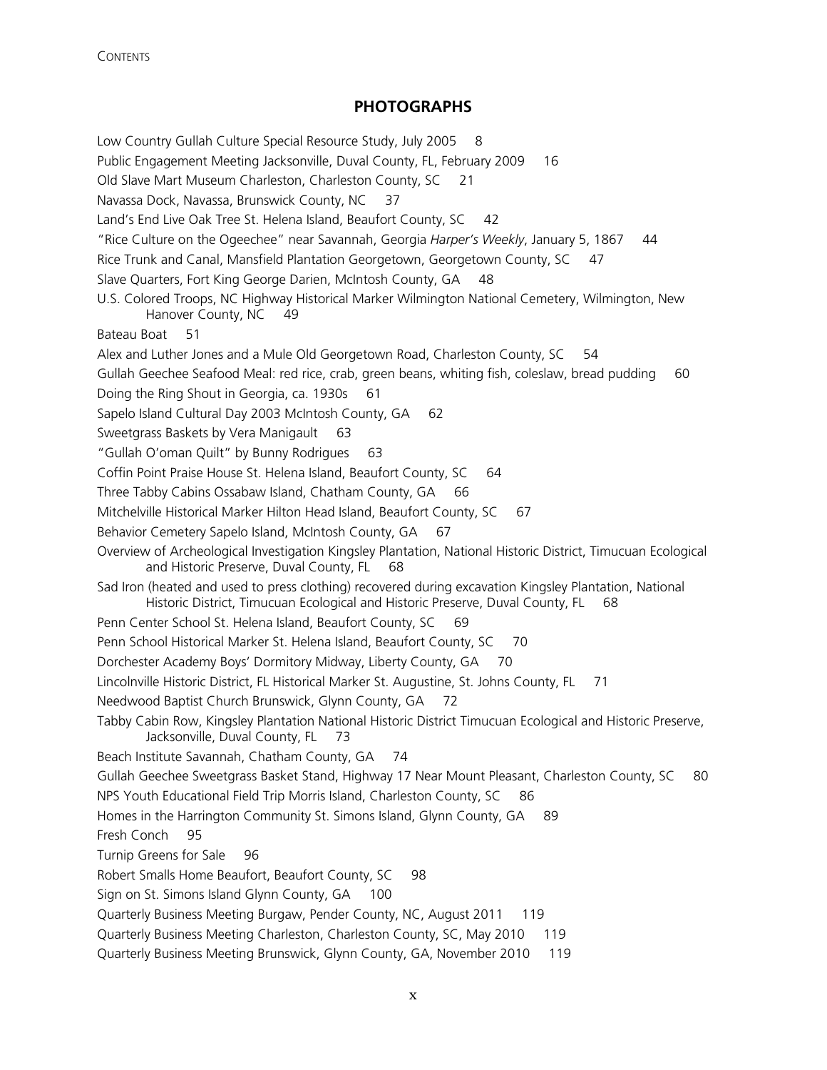## PHOTOGRAPHS

Low Country Gullah Culture Special Resource Study, July 2005 8

Public Engagement Meeting Jacksonville, Duval County, FL, February 2009 16

Old Slave Mart Museum Charleston, Charleston County, SC 21

Navassa Dock, Navassa, Brunswick County, NC 37

Land's End Live Oak Tree St. Helena Island, Beaufort County, SC 42

"Rice Culture on the Ogeechee" near Savannah, Georgia *Harper's Weekly*, January 5, 1867 44

Rice Trunk and Canal, Mansfield Plantation Georgetown, Georgetown County, SC 47

Slave Quarters, Fort King George Darien, McIntosh County, GA 48

U.S. Colored Troops, NC Highway Historical Marker Wilmington National Cemetery, Wilmington, New Hanover County, NC 49

Bateau Boat 51

Alex and Luther Jones and a Mule Old Georgetown Road, Charleston County, SC 54

Gullah Geechee Seafood Meal: red rice, crab, green beans, whiting fish, coleslaw, bread pudding 60

Doing the Ring Shout in Georgia, ca. 1930s 61

Sapelo Island Cultural Day 2003 McIntosh County, GA 62

Sweetgrass Baskets by Vera Manigault 63

"Gullah O'oman Quilt" by Bunny Rodrigues 63

Coffin Point Praise House St. Helena Island, Beaufort County, SC 64

Three Tabby Cabins Ossabaw Island, Chatham County, GA 66

Mitchelville Historical Marker Hilton Head Island, Beaufort County, SC 67

Behavior Cemetery Sapelo Island, McIntosh County, GA 67

Overview of Archeological Investigation Kingsley Plantation, National Historic District, Timucuan Ecological and Historic Preserve, Duval County, FL 68

Sad Iron (heated and used to press clothing) recovered during excavation Kingsley Plantation, National Historic District, Timucuan Ecological and Historic Preserve, Duval County, FL 68

Penn Center School St. Helena Island, Beaufort County, SC 69

Penn School Historical Marker St. Helena Island, Beaufort County, SC 70

Dorchester Academy Boys' Dormitory Midway, Liberty County, GA 70

Lincolnville Historic District, FL Historical Marker St. Augustine, St. Johns County, FL 71

Needwood Baptist Church Brunswick, Glynn County, GA 72

Tabby Cabin Row, Kingsley Plantation National Historic District Timucuan Ecological and Historic Preserve, Jacksonville, Duval County, FL 73

Beach Institute Savannah, Chatham County, GA 74

Gullah Geechee Sweetgrass Basket Stand, Highway 17 Near Mount Pleasant, Charleston County, SC 80

NPS Youth Educational Field Trip Morris Island, Charleston County, SC 86

Homes in the Harrington Community St. Simons Island, Glynn County, GA 89

Fresh Conch 95

Turnip Greens for Sale 96

Robert Smalls Home Beaufort, Beaufort County, SC 98

Sign on St. Simons Island Glynn County, GA 100

Quarterly Business Meeting Burgaw, Pender County, NC, August 2011 119

Quarterly Business Meeting Charleston, Charleston County, SC, May 2010 119

Quarterly Business Meeting Brunswick, Glynn County, GA, November 2010 119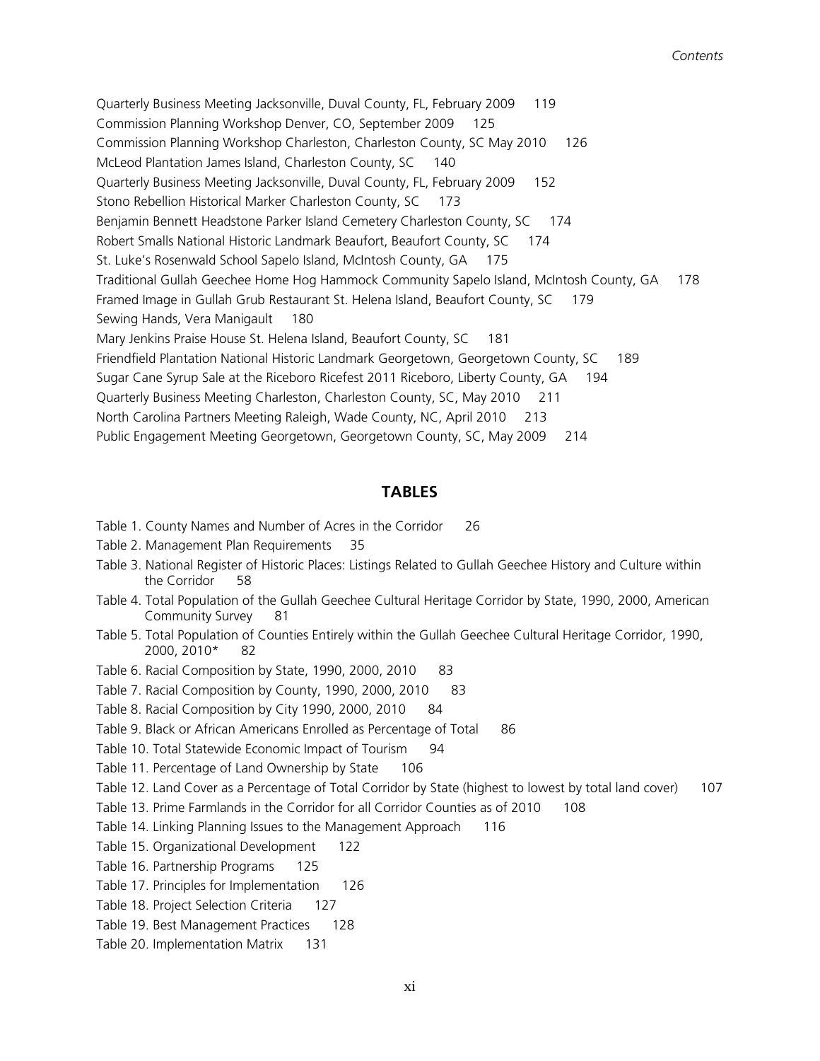Quarterly Business Meeting Jacksonville, Duval County, FL, February 2009 119
Commission Planning Workshop Denver, CO, September 2009 125
Commission Planning Workshop Charleston, Charleston County, SC May 2010 126
McLeod Plantation James Island, Charleston County, SC 140
Quarterly Business Meeting Jacksonville, Duval County, FL, February 2009 152
Stono Rebellion Historical Marker Charleston County, SC 173
Benjamin Bennett Headstone Parker Island Cemetery Charleston County, SC 174
Robert Smalls National Historic Landmark Beaufort, Beaufort County, SC 174
St. Luke's Rosenwald School Sapelo Island, McIntosh County, GA 175
Traditional Gullah Geechee Home Hog Hammock Community Sapelo Island, McIntosh County, GA 178
Framed Image in Gullah Grub Restaurant St. Helena Island, Beaufort County, SC 179
Sewing Hands, Vera Manigault 180
Mary Jenkins Praise House St. Helena Island, Beaufort County, SC 181
Friendfield Plantation National Historic Landmark Georgetown, Georgetown County, SC 189
Sugar Cane Syrup Sale at the Riceboro Ricefest 2011 Riceboro, Liberty County, GA 194
Quarterly Business Meeting Charleston, Charleston County, SC, May 2010 211
North Carolina Partners Meeting Raleigh, Wade County, NC, April 2010 213
Public Engagement Meeting Georgetown, Georgetown County, SC, May 2009 214

## TABLES

Table 1. County Names and Number of Acres in the Corridor 26
Table 2. Management Plan Requirements 35
Table 3. National Register of Historic Places: Listings Related to Gullah Geechee History and Culture within the Corridor 58
Table 4. Total Population of the Gullah Geechee Cultural Heritage Corridor by State, 1990, 2000, American Community Survey 81
Table 5. Total Population of Counties Entirely within the Gullah Geechee Cultural Heritage Corridor, 1990, 2000, 2010* 82
Table 6. Racial Composition by State, 1990, 2000, 2010 83
Table 7. Racial Composition by County, 1990, 2000, 2010 83
Table 8. Racial Composition by City 1990, 2000, 2010 84
Table 9. Black or African Americans Enrolled as Percentage of Total 86
Table 10. Total Statewide Economic Impact of Tourism 94
Table 11. Percentage of Land Ownership by State 106
Table 12. Land Cover as a Percentage of Total Corridor by State (highest to lowest by total land cover) 107
Table 13. Prime Farmlands in the Corridor for all Corridor Counties as of 2010 108
Table 14. Linking Planning Issues to the Management Approach 116
Table 15. Organizational Development 122
Table 16. Partnership Programs 125
Table 17. Principles for Implementation 126
Table 18. Project Selection Criteria 127
Table 19. Best Management Practices 128
Table 20. Implementation Matrix 131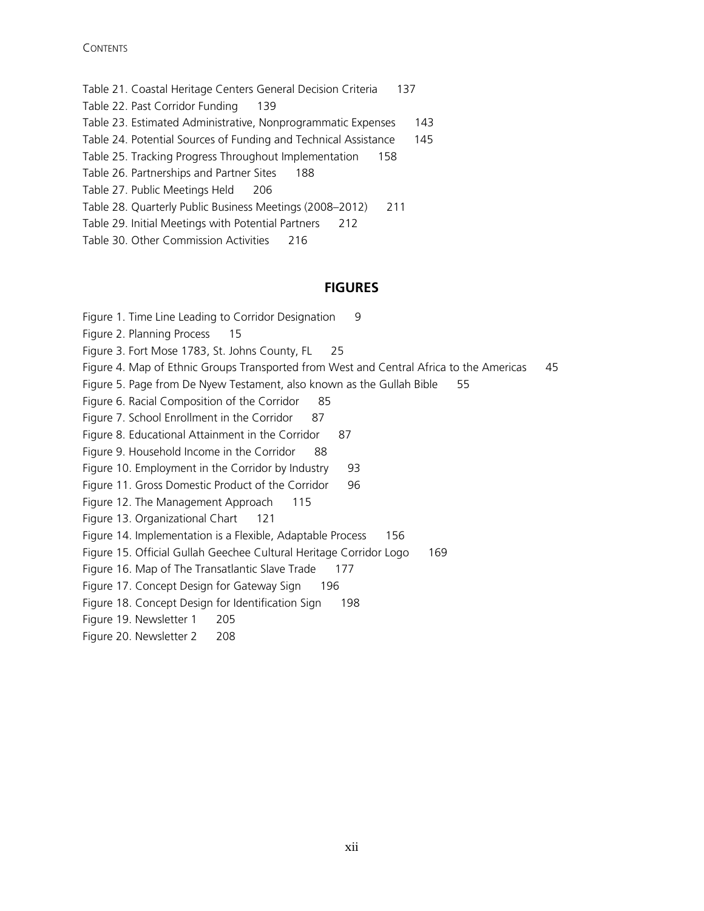Table 21. Coastal Heritage Centers General Decision Criteria 137
Table 22. Past Corridor Funding 139
Table 23. Estimated Administrative, Nonprogrammatic Expenses 143
Table 24. Potential Sources of Funding and Technical Assistance 145
Table 25. Tracking Progress Throughout Implementation 158
Table 26. Partnerships and Partner Sites 188
Table 27. Public Meetings Held 206
Table 28. Quarterly Public Business Meetings (2008–2012) 211
Table 29. Initial Meetings with Potential Partners 212
Table 30. Other Commission Activities 216

## FIGURES

Figure 1. Time Line Leading to Corridor Designation 9
Figure 2. Planning Process 15
Figure 3. Fort Mose 1783, St. Johns County, FL 25
Figure 4. Map of Ethnic Groups Transported from West and Central Africa to the Americas 45
Figure 5. Page from De Nyew Testament, also known as the Gullah Bible 55
Figure 6. Racial Composition of the Corridor 85
Figure 7. School Enrollment in the Corridor 87
Figure 8. Educational Attainment in the Corridor 87
Figure 9. Household Income in the Corridor 88
Figure 10. Employment in the Corridor by Industry 93
Figure 11. Gross Domestic Product of the Corridor 96
Figure 12. The Management Approach 115
Figure 13. Organizational Chart 121
Figure 14. Implementation is a Flexible, Adaptable Process 156
Figure 15. Official Gullah Geechee Cultural Heritage Corridor Logo 169
Figure 16. Map of The Transatlantic Slave Trade 177
Figure 17. Concept Design for Gateway Sign 196
Figure 18. Concept Design for Identification Sign 198
Figure 19. Newsletter 1 205
Figure 20. Newsletter 2 208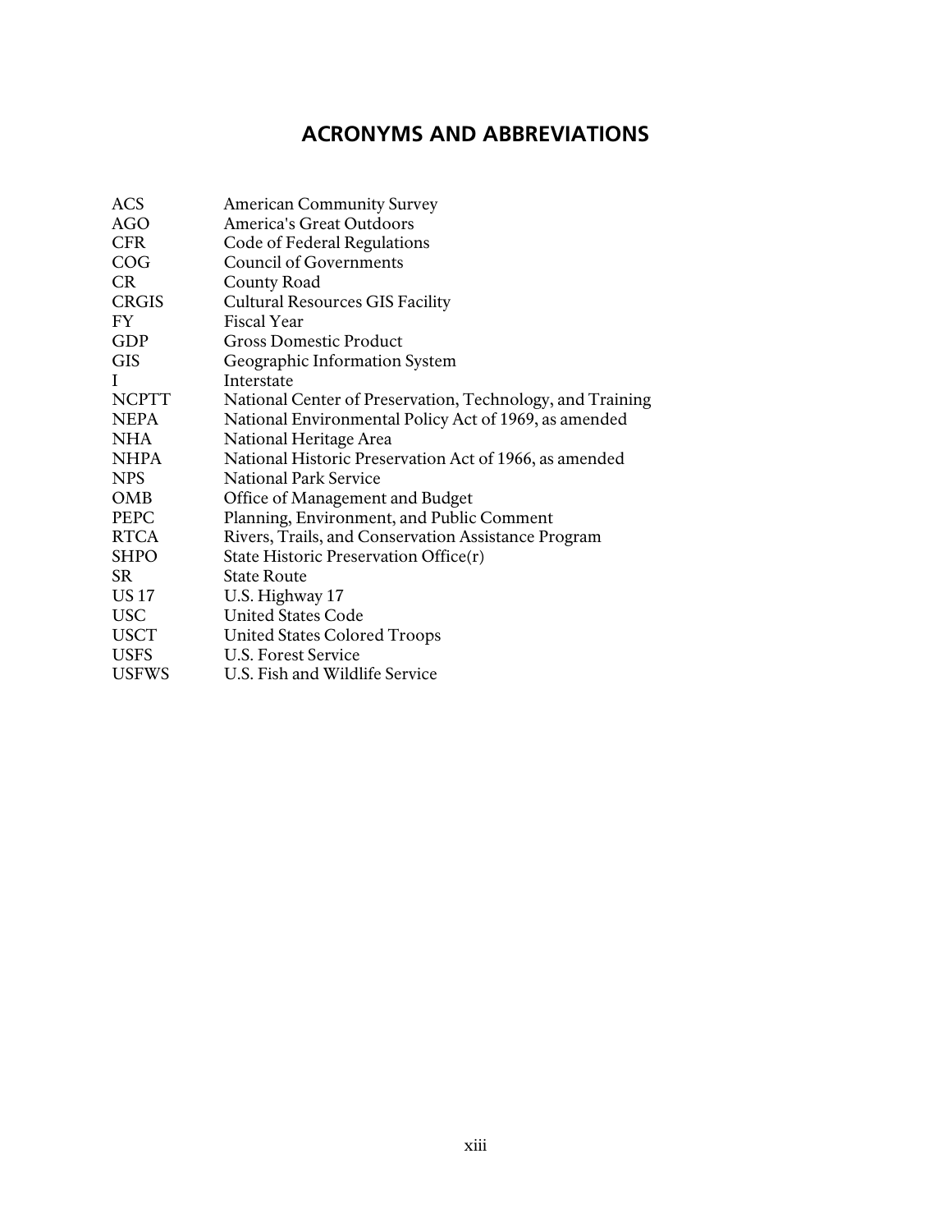# ACRONYMS AND ABBREVIATIONS

| | |
|---|---|
| ACS | American Community Survey |
| AGO | America's Great Outdoors |
| CFR | Code of Federal Regulations |
| COG | Council of Governments |
| CR | County Road |
| CRGIS | Cultural Resources GIS Facility |
| FY | Fiscal Year |
| GDP | Gross Domestic Product |
| GIS | Geographic Information System |
| I | Interstate |
| NCPTT | National Center of Preservation, Technology, and Training |
| NEPA | National Environmental Policy Act of 1969, as amended |
| NHA | National Heritage Area |
| NHPA | National Historic Preservation Act of 1966, as amended |
| NPS | National Park Service |
| OMB | Office of Management and Budget |
| PEPC | Planning, Environment, and Public Comment |
| RTCA | Rivers, Trails, and Conservation Assistance Program |
| SHPO | State Historic Preservation Office(r) |
| SR | State Route |
| US 17 | U.S. Highway 17 |
| USC | United States Code |
| USCT | United States Colored Troops |
| USFS | U.S. Forest Service |
| USFWS | U.S. Fish and Wildlife Service |